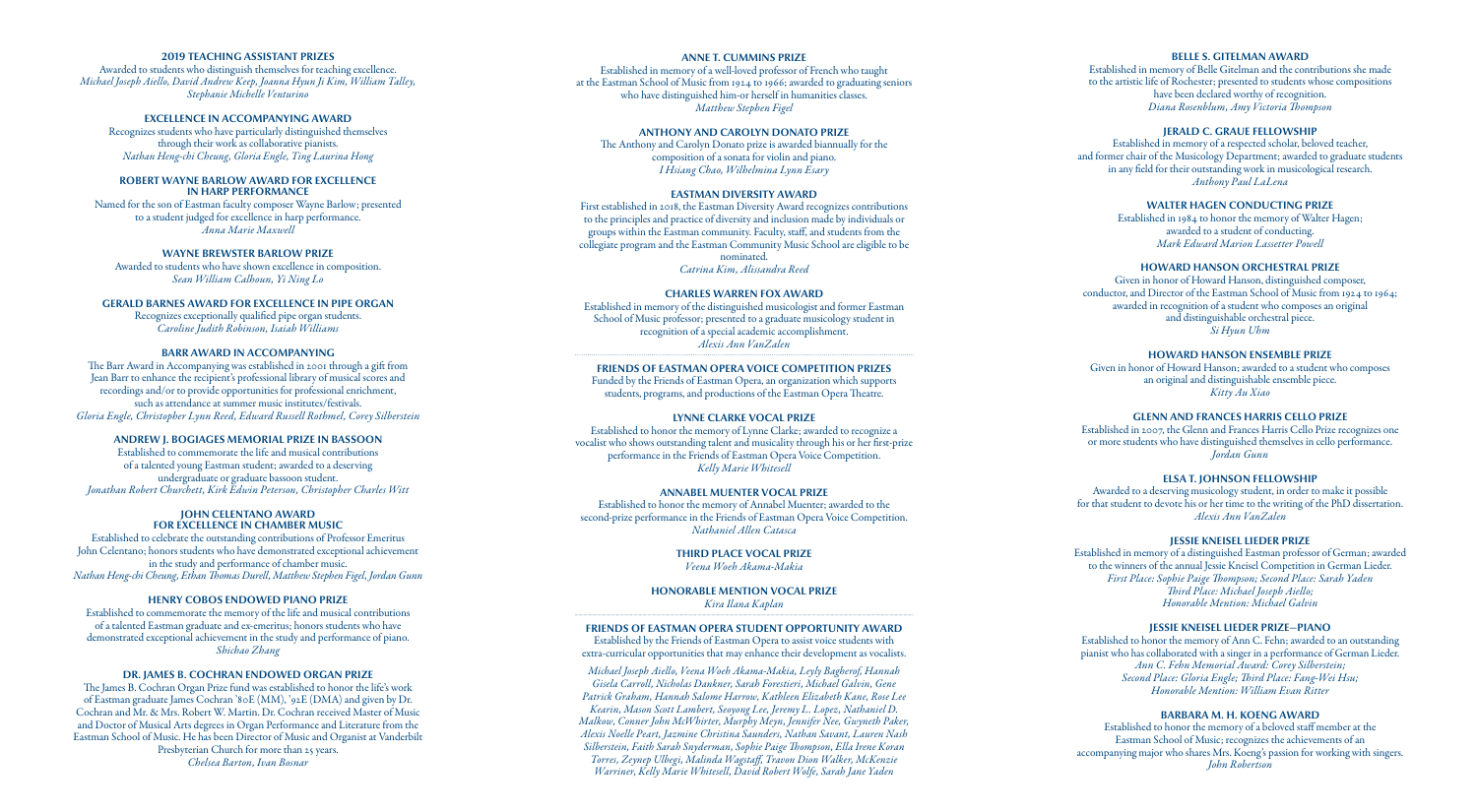## 2019 TEACHING ASSISTANT PRIZES

Awarded to students who distinguish themselves for teaching excellence.
*Michael Joseph Aiello, David Andrew Keep, Joanna Hyun Ji Kim, William Talley, Stephanie Michelle Venturino*

## EXCELLENCE IN ACCOMPANYING AWARD

Recognizes students who have particularly distinguished themselves through their work as collaborative pianists.
*Nathan Heng-chi Cheung, Gloria Engle, Ting Laurina Hong*

## ROBERT WAYNE BARLOW AWARD FOR EXCELLENCE IN HARP PERFORMANCE

Named for the son of Eastman faculty composer Wayne Barlow; presented to a student judged for excellence in harp performance.
*Anna Marie Maxwell*

## WAYNE BREWSTER BARLOW PRIZE

Awarded to students who have shown excellence in composition.
*Sean William Calhoun, Yi Ning Lo*

## GERALD BARNES AWARD FOR EXCELLENCE IN PIPE ORGAN

Recognizes exceptionally qualified pipe organ students.
*Caroline Judith Robinson, Isaiah Williams*

## BARR AWARD IN ACCOMPANYING

The Barr Award in Accompanying was established in 2001 through a gift from Jean Barr to enhance the recipient's professional library of musical scores and recordings and/or to provide opportunities for professional enrichment, such as attendance at summer music institutes/festivals.
*Gloria Engle, Christopher Lynn Reed, Edward Russell Rothmel, Corey Silberstein*

## ANDREW J. BOGIAGES MEMORIAL PRIZE IN BASSOON

Established to commemorate the life and musical contributions of a talented young Eastman student; awarded to a deserving undergraduate or graduate bassoon student.
*Jonathan Robert Churchett, Kirk Edwin Peterson, Christopher Charles Witt*

## JOHN CELENTANO AWARD FOR EXCELLENCE IN CHAMBER MUSIC

Established to celebrate the outstanding contributions of Professor Emeritus John Celentano; honors students who have demonstrated exceptional achievement in the study and performance of chamber music.
*Nathan Heng-chi Cheung, Ethan Thomas Durell, Matthew Stephen Figel, Jordan Gunn*

## HENRY COBOS ENDOWED PIANO PRIZE

Established to commemorate the memory of the life and musical contributions of a talented Eastman graduate and ex-emeritus; honors students who have demonstrated exceptional achievement in the study and performance of piano.
*Shichao Zhang*

## DR. JAMES B. COCHRAN ENDOWED ORGAN PRIZE

The James B. Cochran Organ Prize fund was established to honor the life's work of Eastman graduate James Cochran '80E (MM), '92E (DMA) and given by Dr. Cochran and Mr. & Mrs. Robert W. Martin. Dr. Cochran received Master of Music and Doctor of Musical Arts degrees in Organ Performance and Literature from the Eastman School of Music. He has been Director of Music and Organist at Vanderbilt Presbyterian Church for more than 25 years.
*Chelsea Barton, Ivan Bosnar*

## ANNE T. CUMMINS PRIZE

Established in memory of a well-loved professor of French who taught at the Eastman School of Music from 1924 to 1966; awarded to graduating seniors who have distinguished him-or herself in humanities classes.
*Matthew Stephen Figel*

## ANTHONY AND CAROLYN DONATO PRIZE

The Anthony and Carolyn Donato prize is awarded biannually for the composition of a sonata for violin and piano.
*I Hsiang Chao, Wilhelmina Lynn Esary*

## EASTMAN DIVERSITY AWARD

First established in 2018, the Eastman Diversity Award recognizes contributions to the principles and practice of diversity and inclusion made by individuals or groups within the Eastman community. Faculty, staff, and students from the collegiate program and the Eastman Community Music School are eligible to be nominated.
*Catrina Kim, Alissandra Reed*

## CHARLES WARREN FOX AWARD

Established in memory of the distinguished musicologist and former Eastman School of Music professor; presented to a graduate musicology student in recognition of a special academic accomplishment.
*Alexis Ann VanZalen*

## FRIENDS OF EASTMAN OPERA VOICE COMPETITION PRIZES

Funded by the Friends of Eastman Opera, an organization which supports students, programs, and productions of the Eastman Opera Theatre.

### LYNNE CLARKE VOCAL PRIZE

Established to honor the memory of Lynne Clarke; awarded to recognize a vocalist who shows outstanding talent and musicality through his or her first-prize performance in the Friends of Eastman Opera Voice Competition.
*Kelly Marie Whitesell*

### ANNABEL MUENTER VOCAL PRIZE

Established to honor the memory of Annabel Muenter; awarded to the second-prize performance in the Friends of Eastman Opera Voice Competition.
*Nathaniel Allen Catasca*

### THIRD PLACE VOCAL PRIZE

*Veena Woeh Akama-Makia*

### HONORABLE MENTION VOCAL PRIZE

*Kira Ilana Kaplan*

## FRIENDS OF EASTMAN OPERA STUDENT OPPORTUNITY AWARD

Established by the Friends of Eastman Opera to assist voice students with extra-curricular opportunities that may enhance their development as vocalists.

*Michael Joseph Aiello, Veena Woeh Akama-Makia, Leyly Bagherof, Hannah Gisela Carroll, Nicholas Dankner, Sarah Forestieri, Michael Galvin, Gene Patrick Graham, Hannah Salome Harrow, Kathleen Elizabeth Kane, Rose Lee Kearin, Mason Scott Lambert, Seoyong Lee, Jeremy L. Lopez, Nathaniel D. Malkow, Conner John McWhirter, Murphy Meyn, Jennifer Nee, Gwyneth Paker, Alexis Noelle Peart, Jazmine Christina Saunders, Nathan Savant, Lauren Nash Silberstein, Faith Sarah Snyderman, Sophie Paige Thompson, Ella Irene Koran Torres, Zeynep Ulbegi, Malinda Wagstaff, Travon Dion Walker, McKenzie Warriner, Kelly Marie Whitesell, David Robert Wolfe, Sarah Jane Yaden*

## BELLE S. GITELMAN AWARD

Established in memory of Belle Gitelman and the contributions she made to the artistic life of Rochester; presented to students whose compositions have been declared worthy of recognition.
*Diana Rosenblum, Amy Victoria Thompson*

## JERALD C. GRAUE FELLOWSHIP

Established in memory of a respected scholar, beloved teacher, and former chair of the Musicology Department; awarded to graduate students in any field for their outstanding work in musicological research.
*Anthony Paul LaLena*

## WALTER HAGEN CONDUCTING PRIZE

Established in 1984 to honor the memory of Walter Hagen; awarded to a student of conducting.
*Mark Edward Marion Lassetter Powell*

## HOWARD HANSON ORCHESTRAL PRIZE

Given in honor of Howard Hanson, distinguished composer, conductor, and Director of the Eastman School of Music from 1924 to 1964; awarded in recognition of a student who composes an original and distinguishable orchestral piece.
*Si Hyun Uhm*

## HOWARD HANSON ENSEMBLE PRIZE

Given in honor of Howard Hanson; awarded to a student who composes an original and distinguishable ensemble piece.
*Kitty Au Xiao*

## GLENN AND FRANCES HARRIS CELLO PRIZE

Established in 2007, the Glenn and Frances Harris Cello Prize recognizes one or more students who have distinguished themselves in cello performance.
*Jordan Gunn*

## ELSA T. JOHNSON FELLOWSHIP

Awarded to a deserving musicology student, in order to make it possible for that student to devote his or her time to the writing of the PhD dissertation.
*Alexis Ann VanZalen*

## JESSIE KNEISEL LIEDER PRIZE

Established in memory of a distinguished Eastman professor of German; awarded to the winners of the annual Jessie Kneisel Competition in German Lieder.
*First Place: Sophie Paige Thompson; Second Place: Sarah Yaden*
*Third Place: Michael Joseph Aiello;*
*Honorable Mention: Michael Galvin*

## JESSIE KNEISEL LIEDER PRIZE—PIANO

Established to honor the memory of Ann C. Fehn; awarded to an outstanding pianist who has collaborated with a singer in a performance of German Lieder.
*Ann C. Fehn Memorial Award: Corey Silberstein;*
*Second Place: Gloria Engle; Third Place: Fang-Wei Hsu;*
*Honorable Mention: William Evan Ritter*

## BARBARA M. H. KOENG AWARD

Established to honor the memory of a beloved staff member at the Eastman School of Music; recognizes the achievements of an accompanying major who shares Mrs. Koeng's passion for working with singers.
*John Robertson*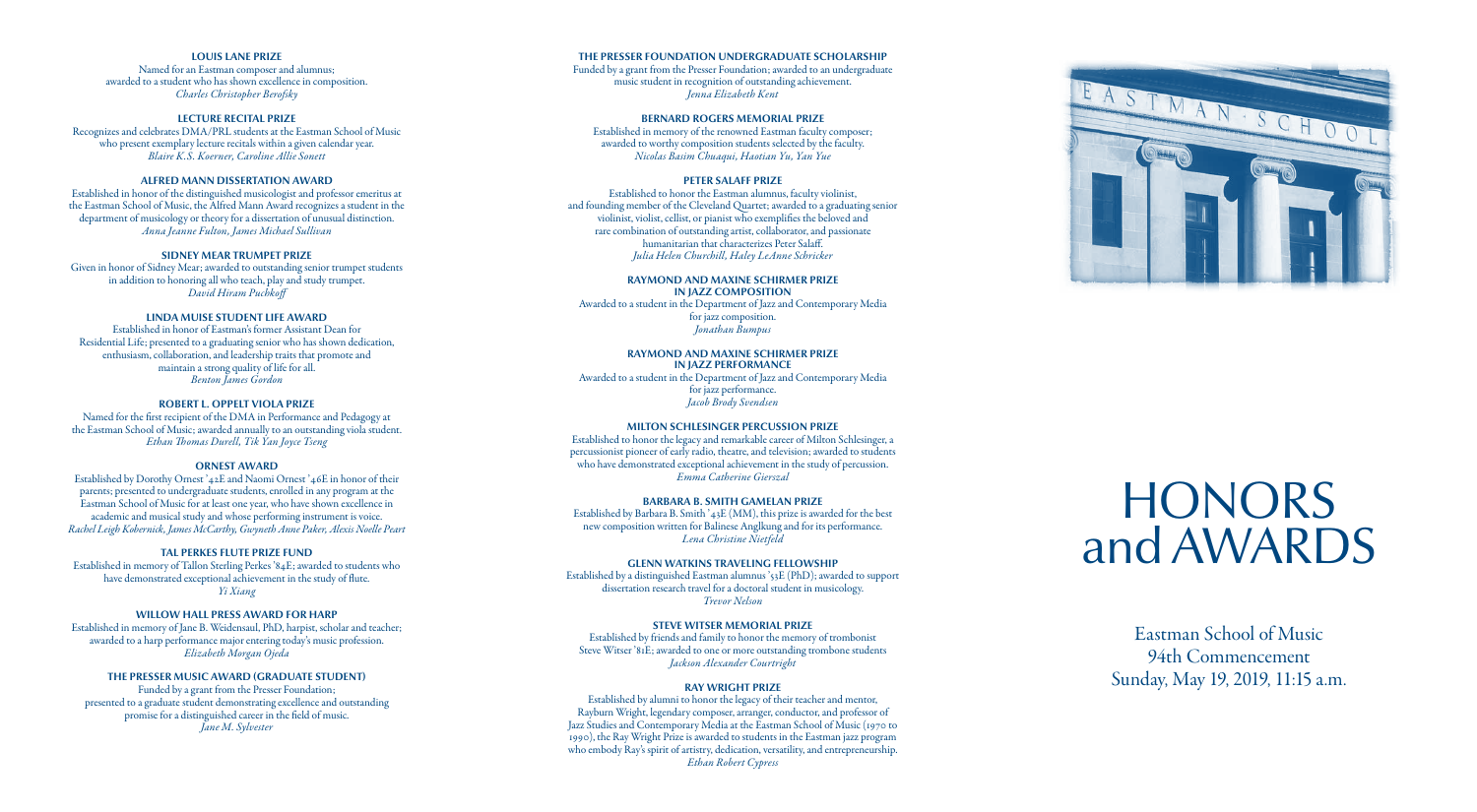### LOUIS LANE PRIZE

Named for an Eastman composer and alumnus; awarded to a student who has shown excellence in composition.
*Charles Christopher Berofsky*

### LECTURE RECITAL PRIZE

Recognizes and celebrates DMA/PRL students at the Eastman School of Music who present exemplary lecture recitals within a given calendar year.
*Blaire K.S. Koerner, Caroline Allie Sonett*

### ALFRED MANN DISSERTATION AWARD

Established in honor of the distinguished musicologist and professor emeritus at the Eastman School of Music, the Alfred Mann Award recognizes a student in the department of musicology or theory for a dissertation of unusual distinction.
*Anna Jeanne Fulton, James Michael Sullivan*

### SIDNEY MEAR TRUMPET PRIZE

Given in honor of Sidney Mear; awarded to outstanding senior trumpet students in addition to honoring all who teach, play and study trumpet.
*David Hiram Puchkoff*

### LINDA MUISE STUDENT LIFE AWARD

Established in honor of Eastman's former Assistant Dean for Residential Life; presented to a graduating senior who has shown dedication, enthusiasm, collaboration, and leadership traits that promote and maintain a strong quality of life for all.
*Benton James Gordon*

### ROBERT L. OPPELT VIOLA PRIZE

Named for the first recipient of the DMA in Performance and Pedagogy at the Eastman School of Music; awarded annually to an outstanding viola student.
*Ethan Thomas Durell, Tik Yan Joyce Tseng*

### ORNEST AWARD

Established by Dorothy Ornest '42E and Naomi Ornest '46E in honor of their parents; presented to undergraduate students, enrolled in any program at the Eastman School of Music for at least one year, who have shown excellence in academic and musical study and whose performing instrument is voice.
*Rachel Leigh Kobernick, James McCarthy, Gwyneth Anne Paker, Alexis Noelle Peart*

### TAL PERKES FLUTE PRIZE FUND

Established in memory of Tallon Sterling Perkes '84E; awarded to students who have demonstrated exceptional achievement in the study of flute.
*Yi Xiang*

### WILLOW HALL PRESS AWARD FOR HARP

Established in memory of Jane B. Weidensaul, PhD, harpist, scholar and teacher; awarded to a harp performance major entering today's music profession.
*Elizabeth Morgan Ojeda*

### THE PRESSER MUSIC AWARD (GRADUATE STUDENT)

Funded by a grant from the Presser Foundation; presented to a graduate student demonstrating excellence and outstanding promise for a distinguished career in the field of music.
*Jane M. Sylvester*

### THE PRESSER FOUNDATION UNDERGRADUATE SCHOLARSHIP

Funded by a grant from the Presser Foundation; awarded to an undergraduate music student in recognition of outstanding achievement.
*Jenna Elizabeth Kent*

### BERNARD ROGERS MEMORIAL PRIZE

Established in memory of the renowned Eastman faculty composer; awarded to worthy composition students selected by the faculty.
*Nicolas Basim Chuaqui, Haotian Yu, Yan Yue*

### PETER SALAFF PRIZE

Established to honor the Eastman alumnus, faculty violinist, and founding member of the Cleveland Quartet; awarded to a graduating senior violinist, violist, cellist, or pianist who exemplifies the beloved and rare combination of outstanding artist, collaborator, and passionate humanitarian that characterizes Peter Salaff.
*Julia Helen Churchill, Haley LeAnne Schricker*

### RAYMOND AND MAXINE SCHIRMER PRIZE IN JAZZ COMPOSITION

Awarded to a student in the Department of Jazz and Contemporary Media for jazz composition.
*Jonathan Bumpus*

### RAYMOND AND MAXINE SCHIRMER PRIZE IN JAZZ PERFORMANCE

Awarded to a student in the Department of Jazz and Contemporary Media for jazz performance.
*Jacob Brody Svendsen*

### MILTON SCHLESINGER PERCUSSION PRIZE

Established to honor the legacy and remarkable career of Milton Schlesinger, a percussionist pioneer of early radio, theatre, and television; awarded to students who have demonstrated exceptional achievement in the study of percussion.
*Emma Catherine Gierszal*

### BARBARA B. SMITH GAMELAN PRIZE

Established by Barbara B. Smith '43E (MM), this prize is awarded for the best new composition written for Balinese Angklung and for its performance.
*Lena Christine Nietfeld*

### GLENN WATKINS TRAVELING FELLOWSHIP

Established by a distinguished Eastman alumnus '53E (PhD); awarded to support dissertation research travel for a doctoral student in musicology.
*Trevor Nelson*

### STEVE WITSER MEMORIAL PRIZE

Established by friends and family to honor the memory of trombonist Steve Witser '81E; awarded to one or more outstanding trombone students
*Jackson Alexander Courtright*

### RAY WRIGHT PRIZE

Established by alumni to honor the legacy of their teacher and mentor, Rayburn Wright, legendary composer, arranger, conductor, and professor of Jazz Studies and Contemporary Media at the Eastman School of Music (1970 to 1990), the Ray Wright Prize is awarded to students in the Eastman jazz program who embody Ray's spirit of artistry, dedication, versatility, and entrepreneurship.
*Ethan Robert Cypress*

# HONORS and AWARDS

Eastman School of Music
94th Commencement
Sunday, May 19, 2019, 11:15 a.m.